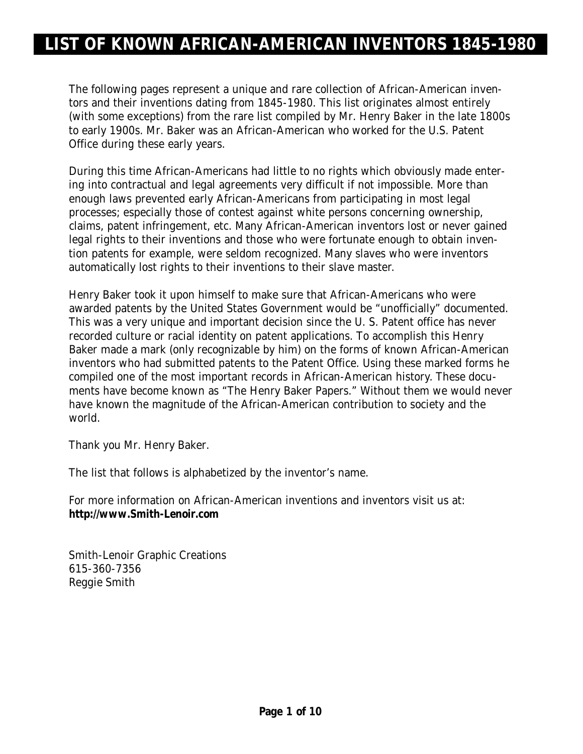# LIST OF KNOWN AFRICAN-AMERICAN INVENTORS 1845-1980

The following pages represent a unique and rare collection of African-American inventors and their inventions dating from 1845-1980. This list originates almost entirely (with some exceptions) from the rare list compiled by Mr. Henry Baker in the late 1800s to early 1900s. Mr. Baker was an African-American who worked for the U.S. Patent Office during these early years.

During this time African-Americans had little to no rights which obviously made entering into contractual and legal agreements very difficult if not impossible. More than enough laws prevented early African-Americans from participating in most legal processes; especially those of contest against white persons concerning ownership, claims, patent infringement, etc. Many African-American inventors lost or never gained legal rights to their inventions and those who were fortunate enough to obtain invention patents for example, were seldom recognized. Many slaves who were inventors automatically lost rights to their inventions to their slave master.

Henry Baker took it upon himself to make sure that African-Americans who were awarded patents by the United States Government would be "unofficially" documented. This was a very unique and important decision since the U. S. Patent office has never recorded culture or racial identity on patent applications. To accomplish this Henry Baker made a mark (only recognizable by him) on the forms of known African-American inventors who had submitted patents to the Patent Office. Using these marked forms he compiled one of the most important records in African-American history. These documents have become known as "The Henry Baker Papers." Without them we would never have known the magnitude of the African-American contribution to society and the world.

Thank you Mr. Henry Baker.

The list that follows is alphabetized by the inventor's name.

For more information on African-American inventions and inventors visit us at:
**http://www.Smith-Lenoir.com**

Smith-Lenoir Graphic Creations
615-360-7356
Reggie Smith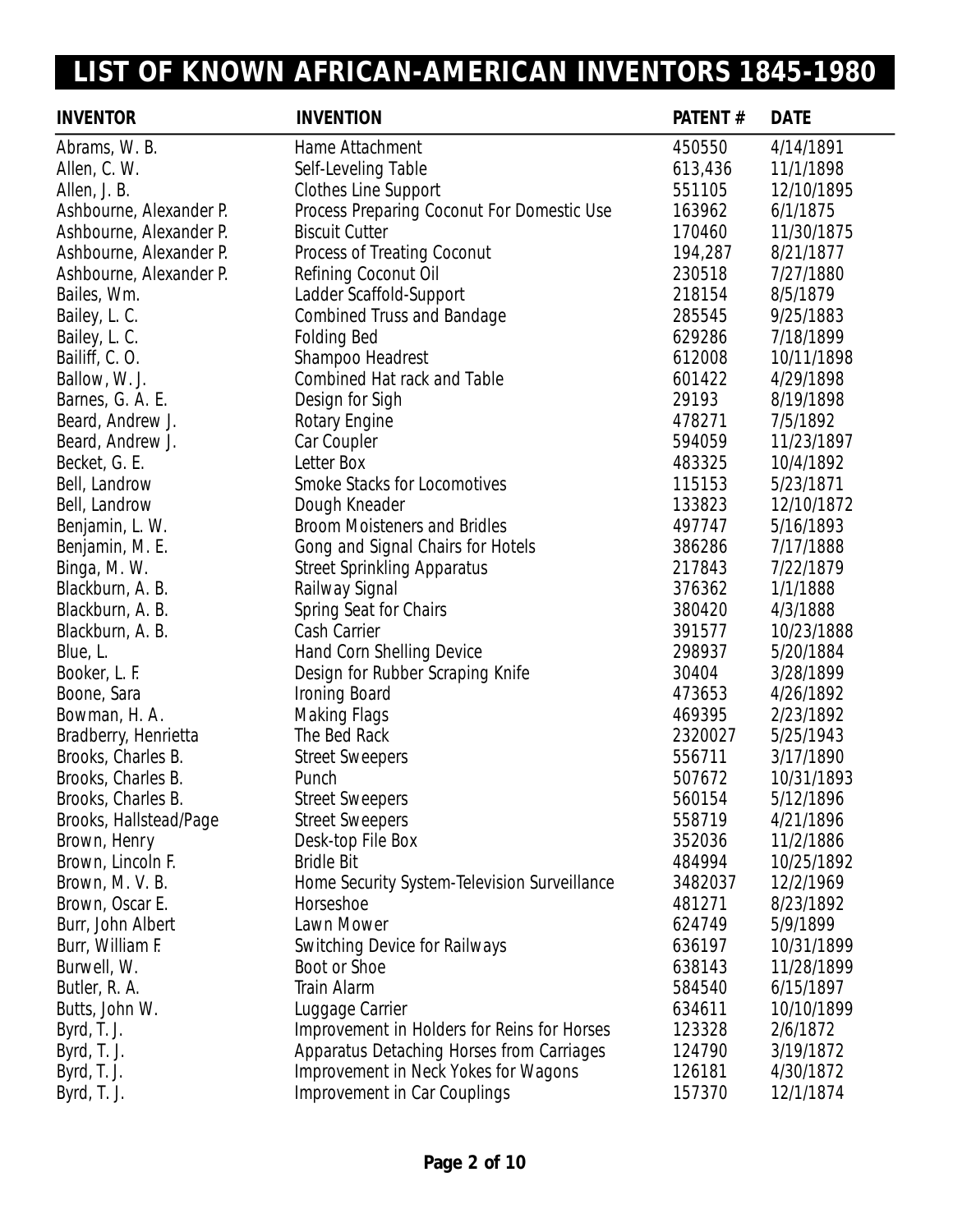# LIST OF KNOWN AFRICAN-AMERICAN INVENTORS 1845-1980

| INVENTOR | INVENTION | PATENT # | DATE |
|---|---|---|---|
| Abrams, W. B. | Hame Attachment | 450550 | 4/14/1891 |
| Allen, C. W. | Self-Leveling Table | 613,436 | 11/1/1898 |
| Allen, J. B. | Clothes Line Support | 551105 | 12/10/1895 |
| Ashbourne, Alexander P. | Process Preparing Coconut For Domestic Use | 163962 | 6/1/1875 |
| Ashbourne, Alexander P. | Biscuit Cutter | 170460 | 11/30/1875 |
| Ashbourne, Alexander P. | Process of Treating Coconut | 194,287 | 8/21/1877 |
| Ashbourne, Alexander P. | Refining Coconut Oil | 230518 | 7/27/1880 |
| Bailes, Wm. | Ladder Scaffold-Support | 218154 | 8/5/1879 |
| Bailey, L. C. | Combined Truss and Bandage | 285545 | 9/25/1883 |
| Bailey, L. C. | Folding Bed | 629286 | 7/18/1899 |
| Bailiff, C. O. | Shampoo Headrest | 612008 | 10/11/1898 |
| Ballow, W. J. | Combined Hat rack and Table | 601422 | 4/29/1898 |
| Barnes, G. A. E. | Design for Sigh | 29193 | 8/19/1898 |
| Beard, Andrew J. | Rotary Engine | 478271 | 7/5/1892 |
| Beard, Andrew J. | Car Coupler | 594059 | 11/23/1897 |
| Becket, G. E. | Letter Box | 483325 | 10/4/1892 |
| Bell, Landrow | Smoke Stacks for Locomotives | 115153 | 5/23/1871 |
| Bell, Landrow | Dough Kneader | 133823 | 12/10/1872 |
| Benjamin, L. W. | Broom Moisteners and Bridles | 497747 | 5/16/1893 |
| Benjamin, M. E. | Gong and Signal Chairs for Hotels | 386286 | 7/17/1888 |
| Binga, M. W. | Street Sprinkling Apparatus | 217843 | 7/22/1879 |
| Blackburn, A. B. | Railway Signal | 376362 | 1/1/1888 |
| Blackburn, A. B. | Spring Seat for Chairs | 380420 | 4/3/1888 |
| Blackburn, A. B. | Cash Carrier | 391577 | 10/23/1888 |
| Blue, L. | Hand Corn Shelling Device | 298937 | 5/20/1884 |
| Booker, L. F. | Design for Rubber Scraping Knife | 30404 | 3/28/1899 |
| Boone, Sara | Ironing Board | 473653 | 4/26/1892 |
| Bowman, H. A. | Making Flags | 469395 | 2/23/1892 |
| Bradberry, Henrietta | The Bed Rack | 2320027 | 5/25/1943 |
| Brooks, Charles B. | Street Sweepers | 556711 | 3/17/1890 |
| Brooks, Charles B. | Punch | 507672 | 10/31/1893 |
| Brooks, Charles B. | Street Sweepers | 560154 | 5/12/1896 |
| Brooks, Hallstead/Page | Street Sweepers | 558719 | 4/21/1896 |
| Brown, Henry | Desk-top File Box | 352036 | 11/2/1886 |
| Brown, Lincoln F. | Bridle Bit | 484994 | 10/25/1892 |
| Brown, M. V. B. | Home Security System-Television Surveillance | 3482037 | 12/2/1969 |
| Brown, Oscar E. | Horseshoe | 481271 | 8/23/1892 |
| Burr, John Albert | Lawn Mower | 624749 | 5/9/1899 |
| Burr, William F. | Switching Device for Railways | 636197 | 10/31/1899 |
| Burwell, W. | Boot or Shoe | 638143 | 11/28/1899 |
| Butler, R. A. | Train Alarm | 584540 | 6/15/1897 |
| Butts, John W. | Luggage Carrier | 634611 | 10/10/1899 |
| Byrd, T. J. | Improvement in Holders for Reins for Horses | 123328 | 2/6/1872 |
| Byrd, T. J. | Apparatus Detaching Horses from Carriages | 124790 | 3/19/1872 |
| Byrd, T. J. | Improvement in Neck Yokes for Wagons | 126181 | 4/30/1872 |
| Byrd, T. J. | Improvement in Car Couplings | 157370 | 12/1/1874 |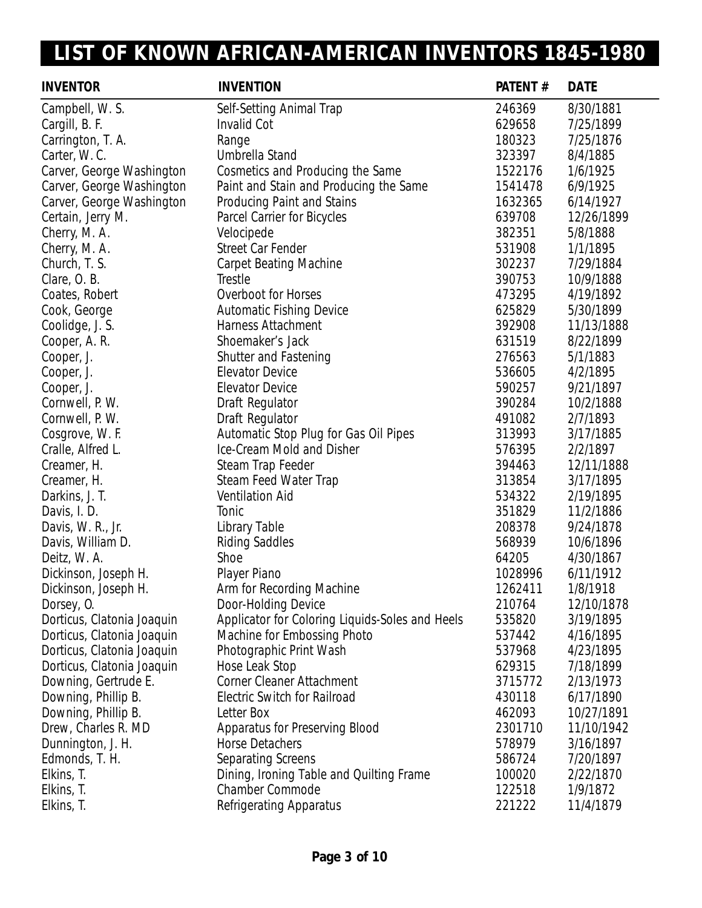# LIST OF KNOWN AFRICAN-AMERICAN INVENTORS 1845-1980

| INVENTOR | INVENTION | PATENT # | DATE |
|---|---|---|---|
| Campbell, W. S. | Self-Setting Animal Trap | 246369 | 8/30/1881 |
| Cargill, B. F. | Invalid Cot | 629658 | 7/25/1899 |
| Carrington, T. A. | Range | 180323 | 7/25/1876 |
| Carter, W. C. | Umbrella Stand | 323397 | 8/4/1885 |
| Carver, George Washington | Cosmetics and Producing the Same | 1522176 | 1/6/1925 |
| Carver, George Washington | Paint and Stain and Producing the Same | 1541478 | 6/9/1925 |
| Carver, George Washington | Producing Paint and Stains | 1632365 | 6/14/1927 |
| Certain, Jerry M. | Parcel Carrier for Bicycles | 639708 | 12/26/1899 |
| Cherry, M. A. | Velocipede | 382351 | 5/8/1888 |
| Cherry, M. A. | Street Car Fender | 531908 | 1/1/1895 |
| Church, T. S. | Carpet Beating Machine | 302237 | 7/29/1884 |
| Clare, O. B. | Trestle | 390753 | 10/9/1888 |
| Coates, Robert | Overboot for Horses | 473295 | 4/19/1892 |
| Cook, George | Automatic Fishing Device | 625829 | 5/30/1899 |
| Coolidge, J. S. | Harness Attachment | 392908 | 11/13/1888 |
| Cooper, A. R. | Shoemaker's Jack | 631519 | 8/22/1899 |
| Cooper, J. | Shutter and Fastening | 276563 | 5/1/1883 |
| Cooper, J. | Elevator Device | 536605 | 4/2/1895 |
| Cooper, J. | Elevator Device | 590257 | 9/21/1897 |
| Cornwell, P. W. | Draft Regulator | 390284 | 10/2/1888 |
| Cornwell, P. W. | Draft Regulator | 491082 | 2/7/1893 |
| Cosgrove, W. F. | Automatic Stop Plug for Gas Oil Pipes | 313993 | 3/17/1885 |
| Cralle, Alfred L. | Ice-Cream Mold and Disher | 576395 | 2/2/1897 |
| Creamer, H. | Steam Trap Feeder | 394463 | 12/11/1888 |
| Creamer, H. | Steam Feed Water Trap | 313854 | 3/17/1895 |
| Darkins, J. T. | Ventilation Aid | 534322 | 2/19/1895 |
| Davis, I. D. | Tonic | 351829 | 11/2/1886 |
| Davis, W. R., Jr. | Library Table | 208378 | 9/24/1878 |
| Davis, William D. | Riding Saddles | 568939 | 10/6/1896 |
| Deitz, W. A. | Shoe | 64205 | 4/30/1867 |
| Dickinson, Joseph H. | Player Piano | 1028996 | 6/11/1912 |
| Dickinson, Joseph H. | Arm for Recording Machine | 1262411 | 1/8/1918 |
| Dorsey, O. | Door-Holding Device | 210764 | 12/10/1878 |
| Dorticus, Clatonia Joaquin | Applicator for Coloring Liquids-Soles and Heels | 535820 | 3/19/1895 |
| Dorticus, Clatonia Joaquin | Machine for Embossing Photo | 537442 | 4/16/1895 |
| Dorticus, Clatonia Joaquin | Photographic Print Wash | 537968 | 4/23/1895 |
| Dorticus, Clatonia Joaquin | Hose Leak Stop | 629315 | 7/18/1899 |
| Downing, Gertrude E. | Corner Cleaner Attachment | 3715772 | 2/13/1973 |
| Downing, Phillip B. | Electric Switch for Railroad | 430118 | 6/17/1890 |
| Downing, Phillip B. | Letter Box | 462093 | 10/27/1891 |
| Drew, Charles R. MD | Apparatus for Preserving Blood | 2301710 | 11/10/1942 |
| Dunnington, J. H. | Horse Detachers | 578979 | 3/16/1897 |
| Edmonds, T. H. | Separating Screens | 586724 | 7/20/1897 |
| Elkins, T. | Dining, Ironing Table and Quilting Frame | 100020 | 2/22/1870 |
| Elkins, T. | Chamber Commode | 122518 | 1/9/1872 |
| Elkins, T. | Refrigerating Apparatus | 221222 | 11/4/1879 |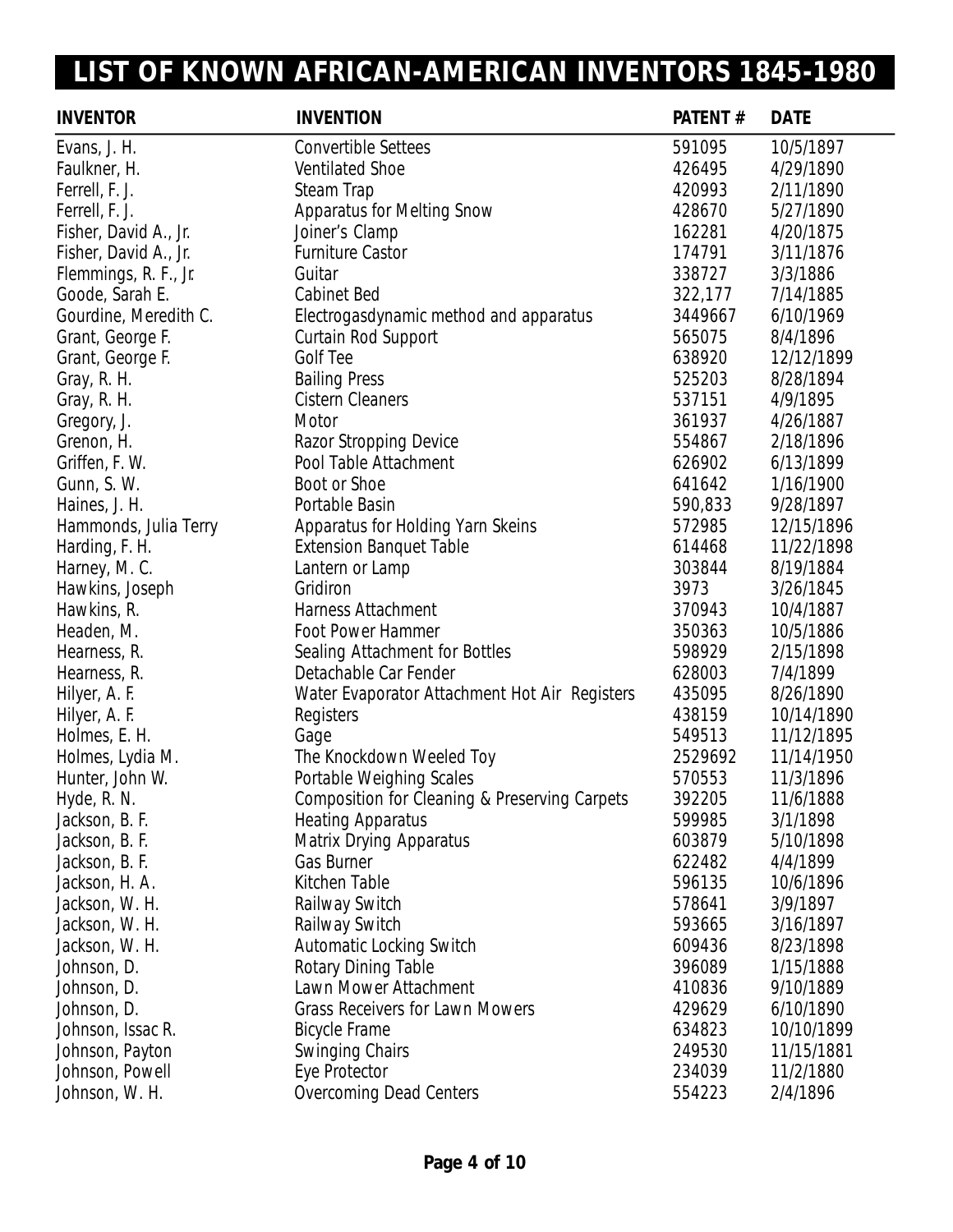# LIST OF KNOWN AFRICAN-AMERICAN INVENTORS 1845-1980

| INVENTOR | INVENTION | PATENT # | DATE |
|---|---|---|---|
| Evans, J. H. | Convertible Settees | 591095 | 10/5/1897 |
| Faulkner, H. | Ventilated Shoe | 426495 | 4/29/1890 |
| Ferrell, F. J. | Steam Trap | 420993 | 2/11/1890 |
| Ferrell, F. J. | Apparatus for Melting Snow | 428670 | 5/27/1890 |
| Fisher, David A., Jr. | Joiner's Clamp | 162281 | 4/20/1875 |
| Fisher, David A., Jr. | Furniture Castor | 174791 | 3/11/1876 |
| Flemmings, R. F., Jr. | Guitar | 338727 | 3/3/1886 |
| Goode, Sarah E. | Cabinet Bed | 322,177 | 7/14/1885 |
| Gourdine, Meredith C. | Electrogasdynamic method and apparatus | 3449667 | 6/10/1969 |
| Grant, George F. | Curtain Rod Support | 565075 | 8/4/1896 |
| Grant, George F. | Golf Tee | 638920 | 12/12/1899 |
| Gray, R. H. | Bailing Press | 525203 | 8/28/1894 |
| Gray, R. H. | Cistern Cleaners | 537151 | 4/9/1895 |
| Gregory, J. | Motor | 361937 | 4/26/1887 |
| Grenon, H. | Razor Stropping Device | 554867 | 2/18/1896 |
| Griffen, F. W. | Pool Table Attachment | 626902 | 6/13/1899 |
| Gunn, S. W. | Boot or Shoe | 641642 | 1/16/1900 |
| Haines, J. H. | Portable Basin | 590,833 | 9/28/1897 |
| Hammonds, Julia Terry | Apparatus for Holding Yarn Skeins | 572985 | 12/15/1896 |
| Harding, F. H. | Extension Banquet Table | 614468 | 11/22/1898 |
| Harney, M. C. | Lantern or Lamp | 303844 | 8/19/1884 |
| Hawkins, Joseph | Gridiron | 3973 | 3/26/1845 |
| Hawkins, R. | Harness Attachment | 370943 | 10/4/1887 |
| Headen, M. | Foot Power Hammer | 350363 | 10/5/1886 |
| Hearness, R. | Sealing Attachment for Bottles | 598929 | 2/15/1898 |
| Hearness, R. | Detachable Car Fender | 628003 | 7/4/1899 |
| Hilyer, A. F. | Water Evaporator Attachment Hot Air Registers | 435095 | 8/26/1890 |
| Hilyer, A. F. | Registers | 438159 | 10/14/1890 |
| Holmes, E. H. | Gage | 549513 | 11/12/1895 |
| Holmes, Lydia M. | The Knockdown Weeled Toy | 2529692 | 11/14/1950 |
| Hunter, John W. | Portable Weighing Scales | 570553 | 11/3/1896 |
| Hyde, R. N. | Composition for Cleaning & Preserving Carpets | 392205 | 11/6/1888 |
| Jackson, B. F. | Heating Apparatus | 599985 | 3/1/1898 |
| Jackson, B. F. | Matrix Drying Apparatus | 603879 | 5/10/1898 |
| Jackson, B. F. | Gas Burner | 622482 | 4/4/1899 |
| Jackson, H. A. | Kitchen Table | 596135 | 10/6/1896 |
| Jackson, W. H. | Railway Switch | 578641 | 3/9/1897 |
| Jackson, W. H. | Railway Switch | 593665 | 3/16/1897 |
| Jackson, W. H. | Automatic Locking Switch | 609436 | 8/23/1898 |
| Johnson, D. | Rotary Dining Table | 396089 | 1/15/1888 |
| Johnson, D. | Lawn Mower Attachment | 410836 | 9/10/1889 |
| Johnson, D. | Grass Receivers for Lawn Mowers | 429629 | 6/10/1890 |
| Johnson, Issac R. | Bicycle Frame | 634823 | 10/10/1899 |
| Johnson, Payton | Swinging Chairs | 249530 | 11/15/1881 |
| Johnson, Powell | Eye Protector | 234039 | 11/2/1880 |
| Johnson, W. H. | Overcoming Dead Centers | 554223 | 2/4/1896 |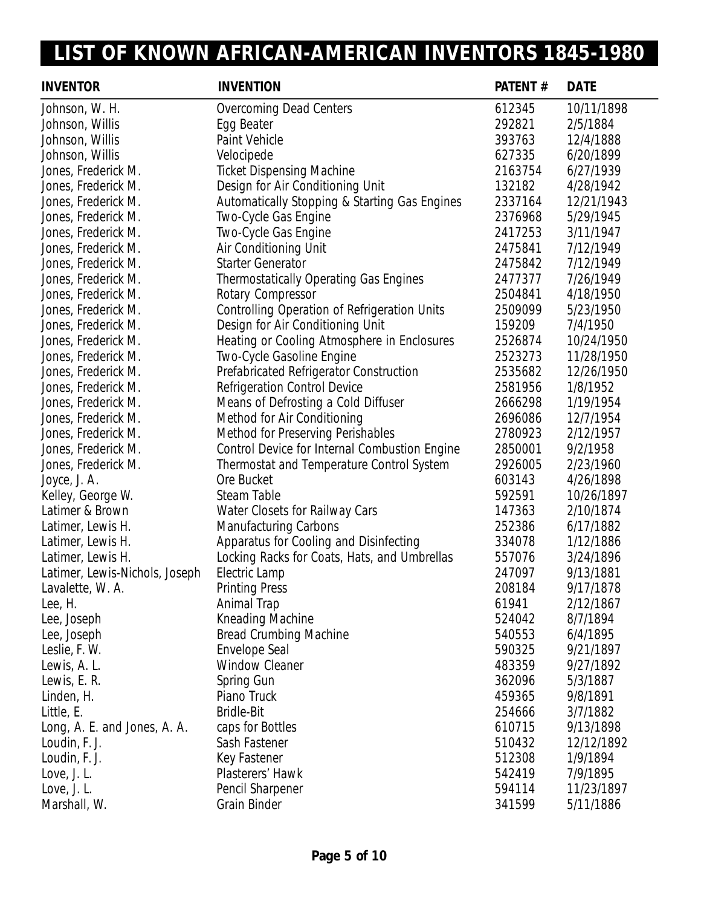# LIST OF KNOWN AFRICAN-AMERICAN INVENTORS 1845-1980

| INVENTOR | INVENTION | PATENT # | DATE |
|---|---|---|---|
| Johnson, W. H. | Overcoming Dead Centers | 612345 | 10/11/1898 |
| Johnson, Willis | Egg Beater | 292821 | 2/5/1884 |
| Johnson, Willis | Paint Vehicle | 393763 | 12/4/1888 |
| Johnson, Willis | Velocipede | 627335 | 6/20/1899 |
| Jones, Frederick M. | Ticket Dispensing Machine | 2163754 | 6/27/1939 |
| Jones, Frederick M. | Design for Air Conditioning Unit | 132182 | 4/28/1942 |
| Jones, Frederick M. | Automatically Stopping & Starting Gas Engines | 2337164 | 12/21/1943 |
| Jones, Frederick M. | Two-Cycle Gas Engine | 2376968 | 5/29/1945 |
| Jones, Frederick M. | Two-Cycle Gas Engine | 2417253 | 3/11/1947 |
| Jones, Frederick M. | Air Conditioning Unit | 2475841 | 7/12/1949 |
| Jones, Frederick M. | Starter Generator | 2475842 | 7/12/1949 |
| Jones, Frederick M. | Thermostatically Operating Gas Engines | 2477377 | 7/26/1949 |
| Jones, Frederick M. | Rotary Compressor | 2504841 | 4/18/1950 |
| Jones, Frederick M. | Controlling Operation of Refrigeration Units | 2509099 | 5/23/1950 |
| Jones, Frederick M. | Design for Air Conditioning Unit | 159209 | 7/4/1950 |
| Jones, Frederick M. | Heating or Cooling Atmosphere in Enclosures | 2526874 | 10/24/1950 |
| Jones, Frederick M. | Two-Cycle Gasoline Engine | 2523273 | 11/28/1950 |
| Jones, Frederick M. | Prefabricated Refrigerator Construction | 2535682 | 12/26/1950 |
| Jones, Frederick M. | Refrigeration Control Device | 2581956 | 1/8/1952 |
| Jones, Frederick M. | Means of Defrosting a Cold Diffuser | 2666298 | 1/19/1954 |
| Jones, Frederick M. | Method for Air Conditioning | 2696086 | 12/7/1954 |
| Jones, Frederick M. | Method for Preserving Perishables | 2780923 | 2/12/1957 |
| Jones, Frederick M. | Control Device for Internal Combustion Engine | 2850001 | 9/2/1958 |
| Jones, Frederick M. | Thermostat and Temperature Control System | 2926005 | 2/23/1960 |
| Joyce, J. A. | Ore Bucket | 603143 | 4/26/1898 |
| Kelley, George W. | Steam Table | 592591 | 10/26/1897 |
| Latimer & Brown | Water Closets for Railway Cars | 147363 | 2/10/1874 |
| Latimer, Lewis H. | Manufacturing Carbons | 252386 | 6/17/1882 |
| Latimer, Lewis H. | Apparatus for Cooling and Disinfecting | 334078 | 1/12/1886 |
| Latimer, Lewis H. | Locking Racks for Coats, Hats, and Umbrellas | 557076 | 3/24/1896 |
| Latimer, Lewis-Nichols, Joseph | Electric Lamp | 247097 | 9/13/1881 |
| Lavalette, W. A. | Printing Press | 208184 | 9/17/1878 |
| Lee, H. | Animal Trap | 61941 | 2/12/1867 |
| Lee, Joseph | Kneading Machine | 524042 | 8/7/1894 |
| Lee, Joseph | Bread Crumbing Machine | 540553 | 6/4/1895 |
| Leslie, F. W. | Envelope Seal | 590325 | 9/21/1897 |
| Lewis, A. L. | Window Cleaner | 483359 | 9/27/1892 |
| Lewis, E. R. | Spring Gun | 362096 | 5/3/1887 |
| Linden, H. | Piano Truck | 459365 | 9/8/1891 |
| Little, E. | Bridle-Bit | 254666 | 3/7/1882 |
| Long, A. E. and Jones, A. A. | caps for Bottles | 610715 | 9/13/1898 |
| Loudin, F. J. | Sash Fastener | 510432 | 12/12/1892 |
| Loudin, F. J. | Key Fastener | 512308 | 1/9/1894 |
| Love, J. L. | Plasterers' Hawk | 542419 | 7/9/1895 |
| Love, J. L. | Pencil Sharpener | 594114 | 11/23/1897 |
| Marshall, W. | Grain Binder | 341599 | 5/11/1886 |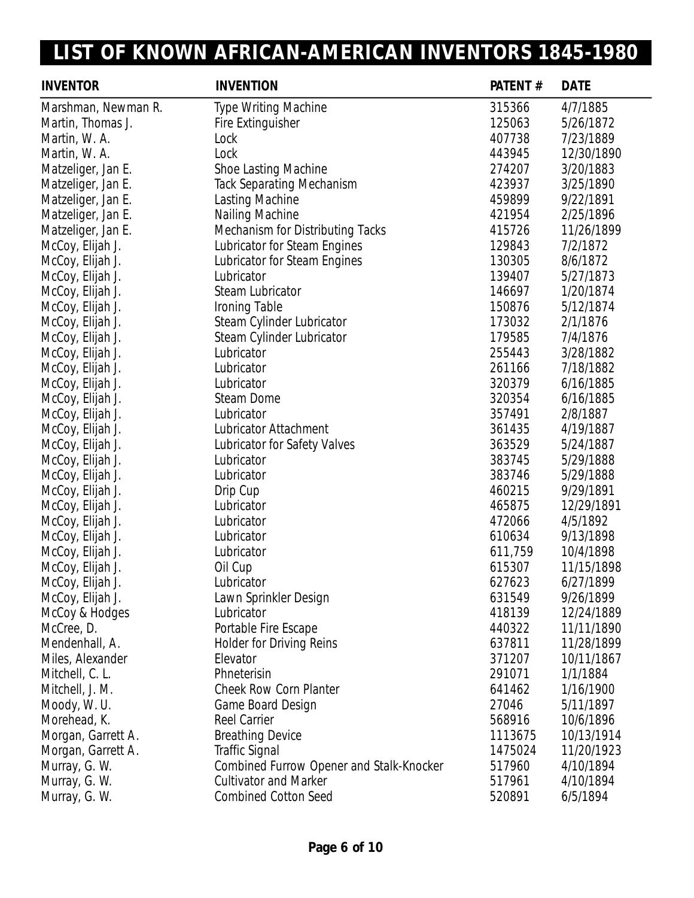# LIST OF KNOWN AFRICAN-AMERICAN INVENTORS 1845-1980

| INVENTOR | INVENTION | PATENT # | DATE |
|---|---|---|---|
| Marshman, Newman R. | Type Writing Machine | 315366 | 4/7/1885 |
| Martin, Thomas J. | Fire Extinguisher | 125063 | 5/26/1872 |
| Martin, W. A. | Lock | 407738 | 7/23/1889 |
| Martin, W. A. | Lock | 443945 | 12/30/1890 |
| Matzeliger, Jan E. | Shoe Lasting Machine | 274207 | 3/20/1883 |
| Matzeliger, Jan E. | Tack Separating Mechanism | 423937 | 3/25/1890 |
| Matzeliger, Jan E. | Lasting Machine | 459899 | 9/22/1891 |
| Matzeliger, Jan E. | Nailing Machine | 421954 | 2/25/1896 |
| Matzeliger, Jan E. | Mechanism for Distributing Tacks | 415726 | 11/26/1899 |
| McCoy, Elijah J. | Lubricator for Steam Engines | 129843 | 7/2/1872 |
| McCoy, Elijah J. | Lubricator for Steam Engines | 130305 | 8/6/1872 |
| McCoy, Elijah J. | Lubricator | 139407 | 5/27/1873 |
| McCoy, Elijah J. | Steam Lubricator | 146697 | 1/20/1874 |
| McCoy, Elijah J. | Ironing Table | 150876 | 5/12/1874 |
| McCoy, Elijah J. | Steam Cylinder Lubricator | 173032 | 2/1/1876 |
| McCoy, Elijah J. | Steam Cylinder Lubricator | 179585 | 7/4/1876 |
| McCoy, Elijah J. | Lubricator | 255443 | 3/28/1882 |
| McCoy, Elijah J. | Lubricator | 261166 | 7/18/1882 |
| McCoy, Elijah J. | Lubricator | 320379 | 6/16/1885 |
| McCoy, Elijah J. | Steam Dome | 320354 | 6/16/1885 |
| McCoy, Elijah J. | Lubricator | 357491 | 2/8/1887 |
| McCoy, Elijah J. | Lubricator Attachment | 361435 | 4/19/1887 |
| McCoy, Elijah J. | Lubricator for Safety Valves | 363529 | 5/24/1887 |
| McCoy, Elijah J. | Lubricator | 383745 | 5/29/1888 |
| McCoy, Elijah J. | Lubricator | 383746 | 5/29/1888 |
| McCoy, Elijah J. | Drip Cup | 460215 | 9/29/1891 |
| McCoy, Elijah J. | Lubricator | 465875 | 12/29/1891 |
| McCoy, Elijah J. | Lubricator | 472066 | 4/5/1892 |
| McCoy, Elijah J. | Lubricator | 610634 | 9/13/1898 |
| McCoy, Elijah J. | Lubricator | 611,759 | 10/4/1898 |
| McCoy, Elijah J. | Oil Cup | 615307 | 11/15/1898 |
| McCoy, Elijah J. | Lubricator | 627623 | 6/27/1899 |
| McCoy, Elijah J. | Lawn Sprinkler Design | 631549 | 9/26/1899 |
| McCoy & Hodges | Lubricator | 418139 | 12/24/1889 |
| McCree, D. | Portable Fire Escape | 440322 | 11/11/1890 |
| Mendenhall, A. | Holder for Driving Reins | 637811 | 11/28/1899 |
| Miles, Alexander | Elevator | 371207 | 10/11/1867 |
| Mitchell, C. L. | Phneterisin | 291071 | 1/1/1884 |
| Mitchell, J. M. | Cheek Row Corn Planter | 641462 | 1/16/1900 |
| Moody, W. U. | Game Board Design | 27046 | 5/11/1897 |
| Morehead, K. | Reel Carrier | 568916 | 10/6/1896 |
| Morgan, Garrett A. | Breathing Device | 1113675 | 10/13/1914 |
| Morgan, Garrett A. | Traffic Signal | 1475024 | 11/20/1923 |
| Murray, G. W. | Combined Furrow Opener and Stalk-Knocker | 517960 | 4/10/1894 |
| Murray, G. W. | Cultivator and Marker | 517961 | 4/10/1894 |
| Murray, G. W. | Combined Cotton Seed | 520891 | 6/5/1894 |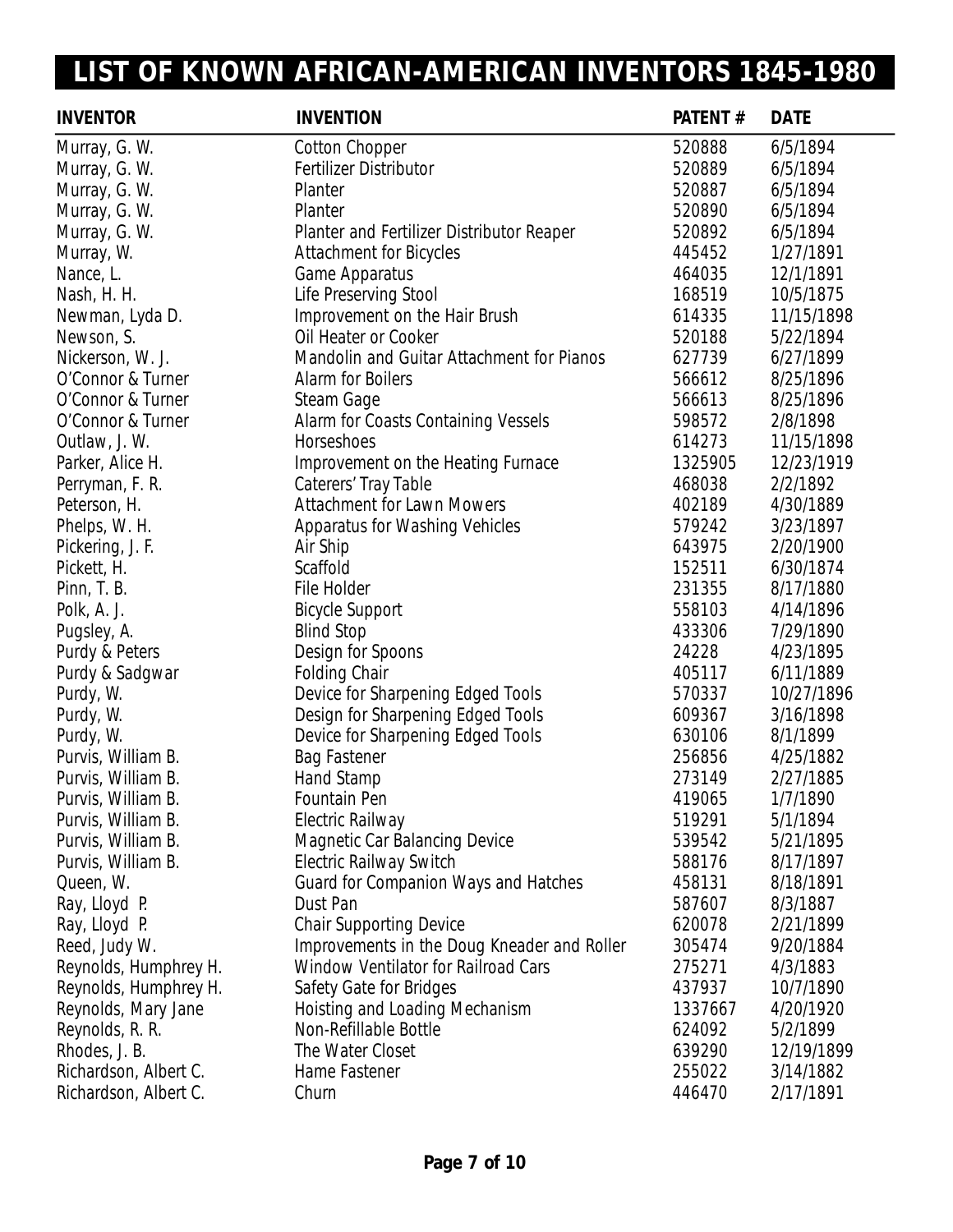# LIST OF KNOWN AFRICAN-AMERICAN INVENTORS 1845-1980

| INVENTOR | INVENTION | PATENT # | DATE |
|---|---|---|---|
| Murray, G. W. | Cotton Chopper | 520888 | 6/5/1894 |
| Murray, G. W. | Fertilizer Distributor | 520889 | 6/5/1894 |
| Murray, G. W. | Planter | 520887 | 6/5/1894 |
| Murray, G. W. | Planter | 520890 | 6/5/1894 |
| Murray, G. W. | Planter and Fertilizer Distributor Reaper | 520892 | 6/5/1894 |
| Murray, W. | Attachment for Bicycles | 445452 | 1/27/1891 |
| Nance, L. | Game Apparatus | 464035 | 12/1/1891 |
| Nash, H. H. | Life Preserving Stool | 168519 | 10/5/1875 |
| Newman, Lyda D. | Improvement on the Hair Brush | 614335 | 11/15/1898 |
| Newson, S. | Oil Heater or Cooker | 520188 | 5/22/1894 |
| Nickerson, W. J. | Mandolin and Guitar Attachment for Pianos | 627739 | 6/27/1899 |
| O'Connor & Turner | Alarm for Boilers | 566612 | 8/25/1896 |
| O'Connor & Turner | Steam Gage | 566613 | 8/25/1896 |
| O'Connor & Turner | Alarm for Coasts Containing Vessels | 598572 | 2/8/1898 |
| Outlaw, J. W. | Horseshoes | 614273 | 11/15/1898 |
| Parker, Alice H. | Improvement on the Heating Furnace | 1325905 | 12/23/1919 |
| Perryman, F. R. | Caterers' Tray Table | 468038 | 2/2/1892 |
| Peterson, H. | Attachment for Lawn Mowers | 402189 | 4/30/1889 |
| Phelps, W. H. | Apparatus for Washing Vehicles | 579242 | 3/23/1897 |
| Pickering, J. F. | Air Ship | 643975 | 2/20/1900 |
| Pickett, H. | Scaffold | 152511 | 6/30/1874 |
| Pinn, T. B. | File Holder | 231355 | 8/17/1880 |
| Polk, A. J. | Bicycle Support | 558103 | 4/14/1896 |
| Pugsley, A. | Blind Stop | 433306 | 7/29/1890 |
| Purdy & Peters | Design for Spoons | 24228 | 4/23/1895 |
| Purdy & Sadgwar | Folding Chair | 405117 | 6/11/1889 |
| Purdy, W. | Device for Sharpening Edged Tools | 570337 | 10/27/1896 |
| Purdy, W. | Design for Sharpening Edged Tools | 609367 | 3/16/1898 |
| Purdy, W. | Device for Sharpening Edged Tools | 630106 | 8/1/1899 |
| Purvis, William B. | Bag Fastener | 256856 | 4/25/1882 |
| Purvis, William B. | Hand Stamp | 273149 | 2/27/1885 |
| Purvis, William B. | Fountain Pen | 419065 | 1/7/1890 |
| Purvis, William B. | Electric Railway | 519291 | 5/1/1894 |
| Purvis, William B. | Magnetic Car Balancing Device | 539542 | 5/21/1895 |
| Purvis, William B. | Electric Railway Switch | 588176 | 8/17/1897 |
| Queen, W. | Guard for Companion Ways and Hatches | 458131 | 8/18/1891 |
| Ray, Lloyd P. | Dust Pan | 587607 | 8/3/1887 |
| Ray, Lloyd P. | Chair Supporting Device | 620078 | 2/21/1899 |
| Reed, Judy W. | Improvements in the Doug Kneader and Roller | 305474 | 9/20/1884 |
| Reynolds, Humphrey H. | Window Ventilator for Railroad Cars | 275271 | 4/3/1883 |
| Reynolds, Humphrey H. | Safety Gate for Bridges | 437937 | 10/7/1890 |
| Reynolds, Mary Jane | Hoisting and Loading Mechanism | 1337667 | 4/20/1920 |
| Reynolds, R. R. | Non-Refillable Bottle | 624092 | 5/2/1899 |
| Rhodes, J. B. | The Water Closet | 639290 | 12/19/1899 |
| Richardson, Albert C. | Hame Fastener | 255022 | 3/14/1882 |
| Richardson, Albert C. | Churn | 446470 | 2/17/1891 |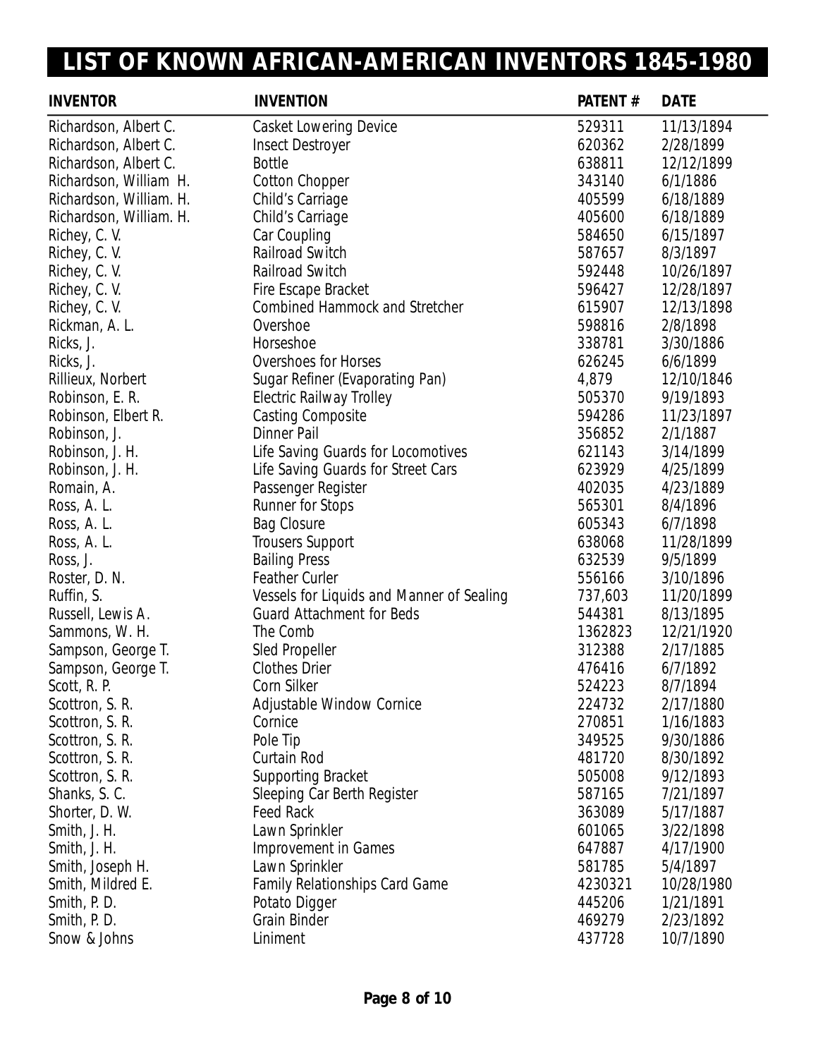# LIST OF KNOWN AFRICAN-AMERICAN INVENTORS 1845-1980

| INVENTOR | INVENTION | PATENT # | DATE |
|---|---|---|---|
| Richardson, Albert C. | Casket Lowering Device | 529311 | 11/13/1894 |
| Richardson, Albert C. | Insect Destroyer | 620362 | 2/28/1899 |
| Richardson, Albert C. | Bottle | 638811 | 12/12/1899 |
| Richardson, William H. | Cotton Chopper | 343140 | 6/1/1886 |
| Richardson, William. H. | Child's Carriage | 405599 | 6/18/1889 |
| Richardson, William. H. | Child's Carriage | 405600 | 6/18/1889 |
| Richey, C. V. | Car Coupling | 584650 | 6/15/1897 |
| Richey, C. V. | Railroad Switch | 587657 | 8/3/1897 |
| Richey, C. V. | Railroad Switch | 592448 | 10/26/1897 |
| Richey, C. V. | Fire Escape Bracket | 596427 | 12/28/1897 |
| Richey, C. V. | Combined Hammock and Stretcher | 615907 | 12/13/1898 |
| Rickman, A. L. | Overshoe | 598816 | 2/8/1898 |
| Ricks, J. | Horseshoe | 338781 | 3/30/1886 |
| Ricks, J. | Overshoes for Horses | 626245 | 6/6/1899 |
| Rillieux, Norbert | Sugar Refiner (Evaporating Pan) | 4,879 | 12/10/1846 |
| Robinson, E. R. | Electric Railway Trolley | 505370 | 9/19/1893 |
| Robinson, Elbert R. | Casting Composite | 594286 | 11/23/1897 |
| Robinson, J. | Dinner Pail | 356852 | 2/1/1887 |
| Robinson, J. H. | Life Saving Guards for Locomotives | 621143 | 3/14/1899 |
| Robinson, J. H. | Life Saving Guards for Street Cars | 623929 | 4/25/1899 |
| Romain, A. | Passenger Register | 402035 | 4/23/1889 |
| Ross, A. L. | Runner for Stops | 565301 | 8/4/1896 |
| Ross, A. L. | Bag Closure | 605343 | 6/7/1898 |
| Ross, A. L. | Trousers Support | 638068 | 11/28/1899 |
| Ross, J. | Bailing Press | 632539 | 9/5/1899 |
| Roster, D. N. | Feather Curler | 556166 | 3/10/1896 |
| Ruffin, S. | Vessels for Liquids and Manner of Sealing | 737,603 | 11/20/1899 |
| Russell, Lewis A. | Guard Attachment for Beds | 544381 | 8/13/1895 |
| Sammons, W. H. | The Comb | 1362823 | 12/21/1920 |
| Sampson, George T. | Sled Propeller | 312388 | 2/17/1885 |
| Sampson, George T. | Clothes Drier | 476416 | 6/7/1892 |
| Scott, R. P. | Corn Silker | 524223 | 8/7/1894 |
| Scottron, S. R. | Adjustable Window Cornice | 224732 | 2/17/1880 |
| Scottron, S. R. | Cornice | 270851 | 1/16/1883 |
| Scottron, S. R. | Pole Tip | 349525 | 9/30/1886 |
| Scottron, S. R. | Curtain Rod | 481720 | 8/30/1892 |
| Scottron, S. R. | Supporting Bracket | 505008 | 9/12/1893 |
| Shanks, S. C. | Sleeping Car Berth Register | 587165 | 7/21/1897 |
| Shorter, D. W. | Feed Rack | 363089 | 5/17/1887 |
| Smith, J. H. | Lawn Sprinkler | 601065 | 3/22/1898 |
| Smith, J. H. | Improvement in Games | 647887 | 4/17/1900 |
| Smith, Joseph H. | Lawn Sprinkler | 581785 | 5/4/1897 |
| Smith, Mildred E. | Family Relationships Card Game | 4230321 | 10/28/1980 |
| Smith, P. D. | Potato Digger | 445206 | 1/21/1891 |
| Smith, P. D. | Grain Binder | 469279 | 2/23/1892 |
| Snow & Johns | Liniment | 437728 | 10/7/1890 |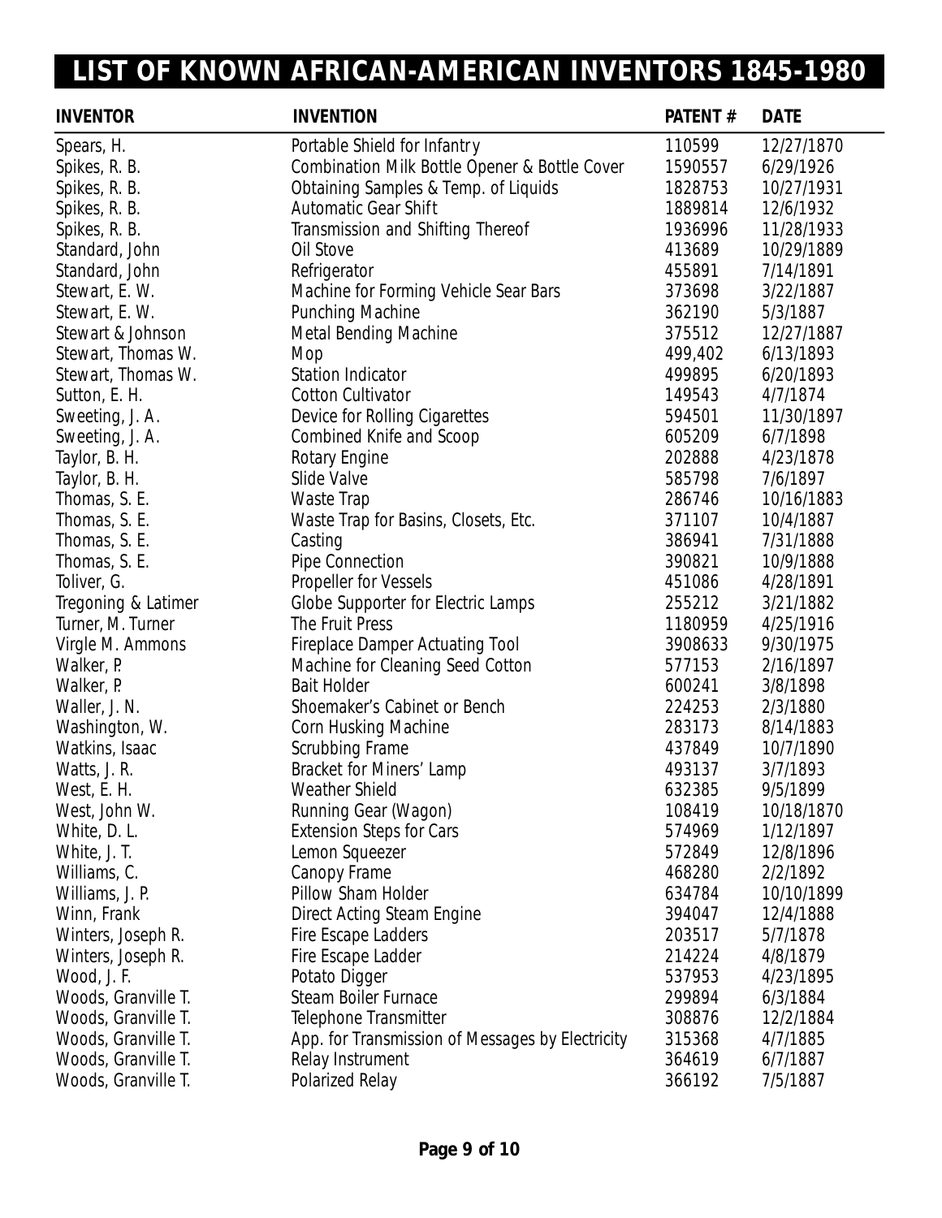# LIST OF KNOWN AFRICAN-AMERICAN INVENTORS 1845-1980

| INVENTOR | INVENTION | PATENT # | DATE |
|---|---|---|---|
| Spears, H. | Portable Shield for Infantry | 110599 | 12/27/1870 |
| Spikes, R. B. | Combination Milk Bottle Opener & Bottle Cover | 1590557 | 6/29/1926 |
| Spikes, R. B. | Obtaining Samples & Temp. of Liquids | 1828753 | 10/27/1931 |
| Spikes, R. B. | Automatic Gear Shift | 1889814 | 12/6/1932 |
| Spikes, R. B. | Transmission and Shifting Thereof | 1936996 | 11/28/1933 |
| Standard, John | Oil Stove | 413689 | 10/29/1889 |
| Standard, John | Refrigerator | 455891 | 7/14/1891 |
| Stewart, E. W. | Machine for Forming Vehicle Sear Bars | 373698 | 3/22/1887 |
| Stewart, E. W. | Punching Machine | 362190 | 5/3/1887 |
| Stewart & Johnson | Metal Bending Machine | 375512 | 12/27/1887 |
| Stewart, Thomas W. | Mop | 499,402 | 6/13/1893 |
| Stewart, Thomas W. | Station Indicator | 499895 | 6/20/1893 |
| Sutton, E. H. | Cotton Cultivator | 149543 | 4/7/1874 |
| Sweeting, J. A. | Device for Rolling Cigarettes | 594501 | 11/30/1897 |
| Sweeting, J. A. | Combined Knife and Scoop | 605209 | 6/7/1898 |
| Taylor, B. H. | Rotary Engine | 202888 | 4/23/1878 |
| Taylor, B. H. | Slide Valve | 585798 | 7/6/1897 |
| Thomas, S. E. | Waste Trap | 286746 | 10/16/1883 |
| Thomas, S. E. | Waste Trap for Basins, Closets, Etc. | 371107 | 10/4/1887 |
| Thomas, S. E. | Casting | 386941 | 7/31/1888 |
| Thomas, S. E. | Pipe Connection | 390821 | 10/9/1888 |
| Toliver, G. | Propeller for Vessels | 451086 | 4/28/1891 |
| Tregoning & Latimer | Globe Supporter for Electric Lamps | 255212 | 3/21/1882 |
| Turner, M. Turner | The Fruit Press | 1180959 | 4/25/1916 |
| Virgle M. Ammons | Fireplace Damper Actuating Tool | 3908633 | 9/30/1975 |
| Walker, P. | Machine for Cleaning Seed Cotton | 577153 | 2/16/1897 |
| Walker, P. | Bait Holder | 600241 | 3/8/1898 |
| Waller, J. N. | Shoemaker's Cabinet or Bench | 224253 | 2/3/1880 |
| Washington, W. | Corn Husking Machine | 283173 | 8/14/1883 |
| Watkins, Isaac | Scrubbing Frame | 437849 | 10/7/1890 |
| Watts, J. R. | Bracket for Miners' Lamp | 493137 | 3/7/1893 |
| West, E. H. | Weather Shield | 632385 | 9/5/1899 |
| West, John W. | Running Gear (Wagon) | 108419 | 10/18/1870 |
| White, D. L. | Extension Steps for Cars | 574969 | 1/12/1897 |
| White, J. T. | Lemon Squeezer | 572849 | 12/8/1896 |
| Williams, C. | Canopy Frame | 468280 | 2/2/1892 |
| Williams, J. P. | Pillow Sham Holder | 634784 | 10/10/1899 |
| Winn, Frank | Direct Acting Steam Engine | 394047 | 12/4/1888 |
| Winters, Joseph R. | Fire Escape Ladders | 203517 | 5/7/1878 |
| Winters, Joseph R. | Fire Escape Ladder | 214224 | 4/8/1879 |
| Wood, J. F. | Potato Digger | 537953 | 4/23/1895 |
| Woods, Granville T. | Steam Boiler Furnace | 299894 | 6/3/1884 |
| Woods, Granville T. | Telephone Transmitter | 308876 | 12/2/1884 |
| Woods, Granville T. | App. for Transmission of Messages by Electricity | 315368 | 4/7/1885 |
| Woods, Granville T. | Relay Instrument | 364619 | 6/7/1887 |
| Woods, Granville T. | Polarized Relay | 366192 | 7/5/1887 |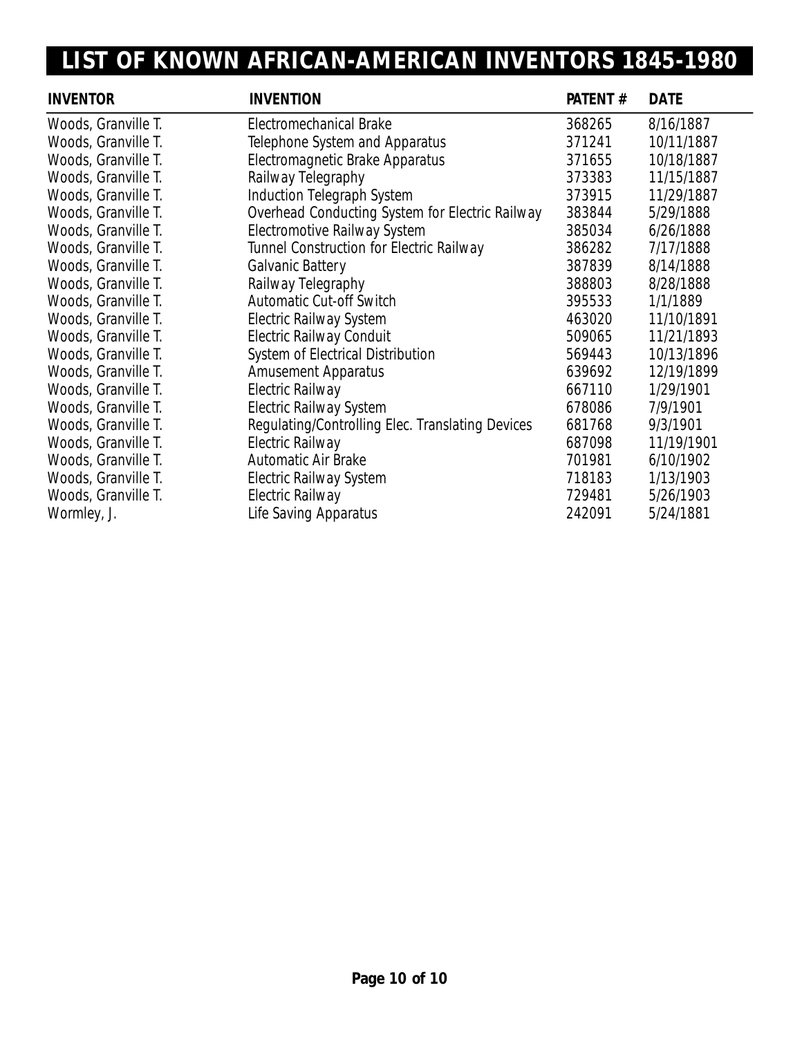# LIST OF KNOWN AFRICAN-AMERICAN INVENTORS 1845-1980

| INVENTOR | INVENTION | PATENT # | DATE |
|---|---|---|---|
| Woods, Granville T. | Electromechanical Brake | 368265 | 8/16/1887 |
| Woods, Granville T. | Telephone System and Apparatus | 371241 | 10/11/1887 |
| Woods, Granville T. | Electromagnetic Brake Apparatus | 371655 | 10/18/1887 |
| Woods, Granville T. | Railway Telegraphy | 373383 | 11/15/1887 |
| Woods, Granville T. | Induction Telegraph System | 373915 | 11/29/1887 |
| Woods, Granville T. | Overhead Conducting System for Electric Railway | 383844 | 5/29/1888 |
| Woods, Granville T. | Electromotive Railway System | 385034 | 6/26/1888 |
| Woods, Granville T. | Tunnel Construction for Electric Railway | 386282 | 7/17/1888 |
| Woods, Granville T. | Galvanic Battery | 387839 | 8/14/1888 |
| Woods, Granville T. | Railway Telegraphy | 388803 | 8/28/1888 |
| Woods, Granville T. | Automatic Cut-off Switch | 395533 | 1/1/1889 |
| Woods, Granville T. | Electric Railway System | 463020 | 11/10/1891 |
| Woods, Granville T. | Electric Railway Conduit | 509065 | 11/21/1893 |
| Woods, Granville T. | System of Electrical Distribution | 569443 | 10/13/1896 |
| Woods, Granville T. | Amusement Apparatus | 639692 | 12/19/1899 |
| Woods, Granville T. | Electric Railway | 667110 | 1/29/1901 |
| Woods, Granville T. | Electric Railway System | 678086 | 7/9/1901 |
| Woods, Granville T. | Regulating/Controlling Elec. Translating Devices | 681768 | 9/3/1901 |
| Woods, Granville T. | Electric Railway | 687098 | 11/19/1901 |
| Woods, Granville T. | Automatic Air Brake | 701981 | 6/10/1902 |
| Woods, Granville T. | Electric Railway System | 718183 | 1/13/1903 |
| Woods, Granville T. | Electric Railway | 729481 | 5/26/1903 |
| Wormley, J. | Life Saving Apparatus | 242091 | 5/24/1881 |